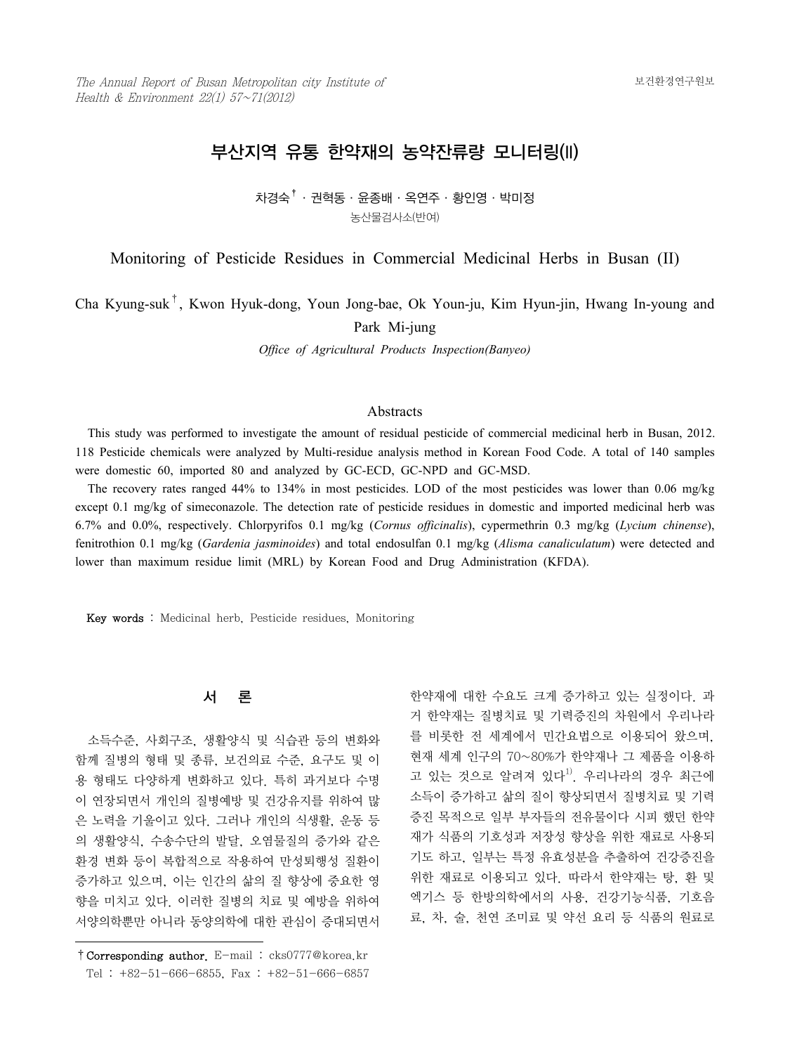# 부산지역 유통 한약재의 농약잔류량 모니터링(II)

차경숙[†] · 권혁동 · 윤종배 · 옥연주 · 황인영 · 박미정

농산물검사소(반여)

# Monitoring of Pesticide Residues in Commercial Medicinal Herbs in Busan (II)

Cha Kyung-suk[†], Kwon Hyuk-dong, Youn Jong-bae, Ok Youn-ju, Kim Hyun-jin, Hwang In-young and Park Mi-jung

*Office of Agricultural Products Inspection(Banyeo)*

## Abstracts

This study was performed to investigate the amount of residual pesticide of commercial medicinal herb in Busan, 2012. 118 Pesticide chemicals were analyzed by Multi-residue analysis method in Korean Food Code. A total of 140 samples were domestic 60, imported 80 and analyzed by GC-ECD, GC-NPD and GC-MSD.

The recovery rates ranged 44% to 134% in most pesticides. LOD of the most pesticides was lower than 0.06 mg/kg except 0.1 mg/kg of simeconazole. The detection rate of pesticide residues in domestic and imported medicinal herb was 6.7% and 0.0%, respectively. Chlorpyrifos 0.1 mg/kg (*Cornus officinalis*), cypermethrin 0.3 mg/kg (*Lycium chinense*), fenitrothion 0.1 mg/kg (*Gardenia jasminoides*) and total endosulfan 0.1 mg/kg (*Alisma canaliculatum*) were detected and lower than maximum residue limit (MRL) by Korean Food and Drug Administration (KFDA).

**Key words** : Medicinal herb, Pesticide residues, Monitoring

## 서 론

소득수준, 사회구조, 생활양식 및 식습관 등의 변화와 함께 질병의 형태 및 종류, 보건의료 수준, 요구도 및 이용 형태도 다양하게 변화하고 있다. 특히 과거보다 수명이 연장되면서 개인의 질병예방 및 건강유지를 위하여 많은 노력을 기울이고 있다. 그러나 개인의 식생활, 운동 등의 생활양식, 수송수단의 발달, 오염물질의 증가와 같은 환경 변화 등이 복합적으로 작용하여 만성퇴행성 질환이 증가하고 있으며, 이는 인간의 삶의 질 향상에 중요한 영향을 미치고 있다. 이러한 질병의 치료 및 예방을 위하여 서양의학뿐만 아니라 동양의학에 대한 관심이 증대되면서 한약재에 대한 수요도 크게 증가하고 있는 실정이다. 과거 한약재는 질병치료 및 기력증진의 차원에서 우리나라를 비롯한 전 세계에서 민간요법으로 이용되어 왔으며, 현재 세계 인구의 70~80%가 한약재나 그 제품을 이용하고 있는 것으로 알려져 있다[1]. 우리나라의 경우 최근에 소득이 증가하고 삶의 질이 향상되면서 질병치료 및 기력증진 목적으로 일부 부자들의 전유물이다 시피 했던 한약재가 식품의 기호성과 저장성 향상을 위한 재료로 사용되기도 하고, 일부는 특정 유효성분을 추출하여 건강증진을 위한 재료로 이용되고 있다. 따라서 한약재는 탕, 환 및 엑기스 등 한방의학에서의 사용, 건강기능식품, 기호음료, 차, 술, 천연 조미료 및 약선 요리 등 식품의 원료로

---

† **Corresponding author.** E-mail : cks0777@korea.kr
Tel : +82-51-666-6855, Fax : +82-51-666-6857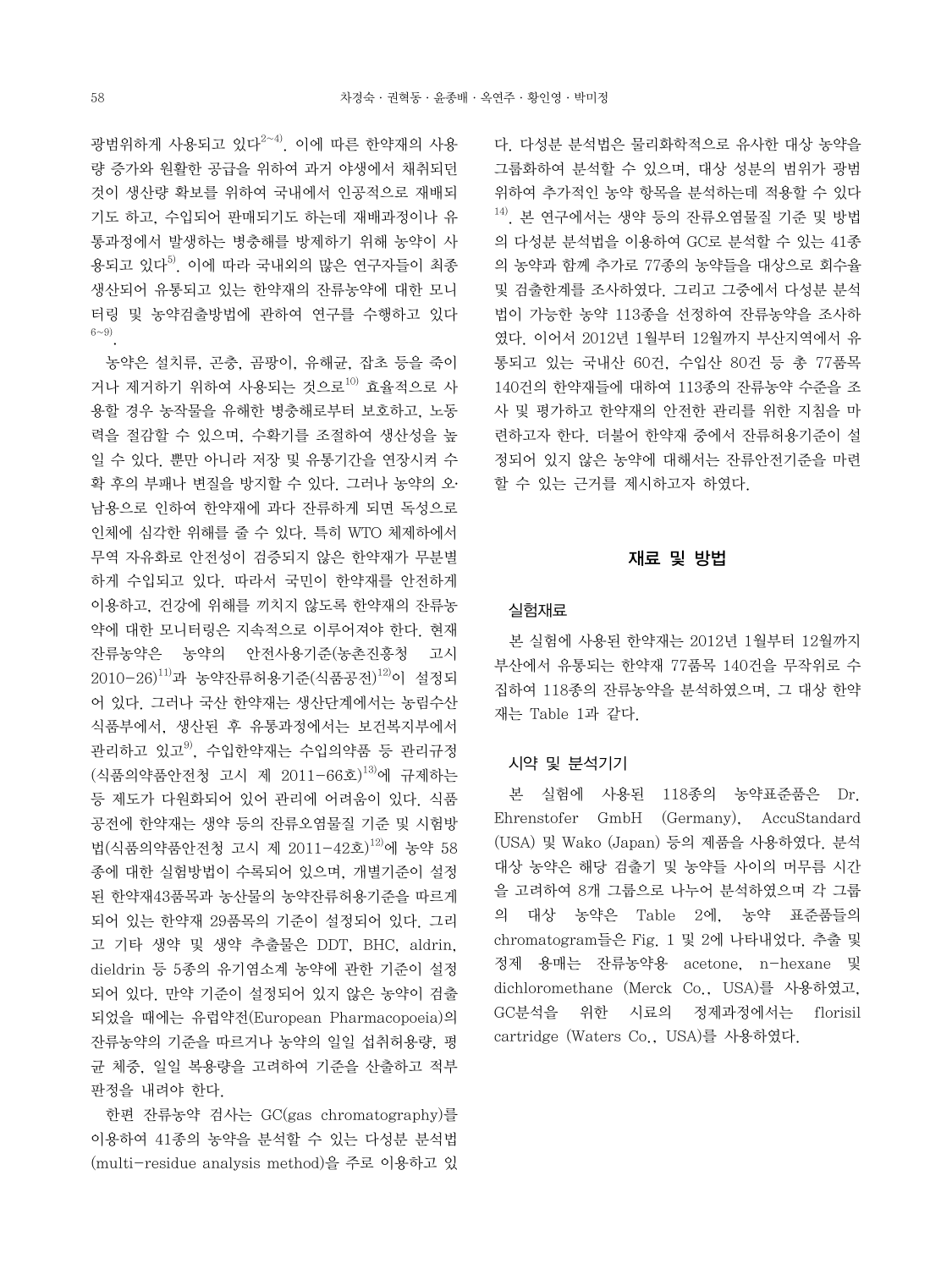광범위하게 사용되고 있다[2~4]. 이에 따른 한약재의 사용량 증가와 원활한 공급을 위하여 과거 야생에서 채취되던 것이 생산량 확보를 위하여 국내에서 인공적으로 재배되기도 하고, 수입되어 판매되기도 하는데 재배과정이나 유통과정에서 발생하는 병충해를 방제하기 위해 농약이 사용되고 있다[5]. 이에 따라 국내외의 많은 연구자들이 최종 생산되어 유통되고 있는 한약재의 잔류농약에 대한 모니터링 및 농약검출방법에 관하여 연구를 수행하고 있다[6~9].

농약은 설치류, 곤충, 곰팡이, 유해균, 잡초 등을 죽이거나 제거하기 위하여 사용되는 것으로[10] 효율적으로 사용할 경우 농작물을 유해한 병충해로부터 보호하고, 노동력을 절감할 수 있으며, 수확기를 조절하여 생산성을 높일 수 있다. 뿐만 아니라 저장 및 유통기간을 연장시켜 수확 후의 부패나 변질을 방지할 수 있다. 그러나 농약의 오·남용으로 인하여 한약재에 과다 잔류하게 되면 독성으로 인체에 심각한 위해를 줄 수 있다. 특히 WTO 체제하에서 무역 자유화로 안전성이 검증되지 않은 한약재가 무분별하게 수입되고 있다. 따라서 국민이 한약재를 안전하게 이용하고, 건강에 위해를 끼치지 않도록 한약재의 잔류농약에 대한 모니터링은 지속적으로 이루어져야 한다. 현재 잔류농약은 농약의 안전사용기준(농촌진흥청 고시 2010-26)[11]과 농약잔류허용기준(식품공전)[12]이 설정되어 있다. 그러나 국산 한약재는 생산단계에서는 농림수산식품부에서, 생산된 후 유통과정에서는 보건복지부에서 관리하고 있고[9], 수입한약재는 수입의약품 등 관리규정(식품의약품안전청 고시 제 2011-66호)[13]에 규제하는 등 제도가 다원화되어 있어 관리에 어려움이 있다. 식품공전에 한약재는 생약 등의 잔류오염물질 기준 및 시험방법(식품의약품안전청 고시 제 2011-42호)[12]에 농약 58종에 대한 실험방법이 수록되어 있으며, 개별기준이 설정된 한약재43품목과 농산물의 농약잔류허용기준을 따르게 되어 있는 한약재 29품목의 기준이 설정되어 있다. 그리고 기타 생약 및 생약 추출물은 DDT, BHC, aldrin, dieldrin 등 5종의 유기염소계 농약에 관한 기준이 설정되어 있다. 만약 기준이 설정되어 있지 않은 농약이 검출되었을 때에는 유럽약전(European Pharmacopoeia)의 잔류농약의 기준을 따르거나 농약의 일일 섭취허용량, 평균 체중, 일일 복용량을 고려하여 기준을 산출하고 적부판정을 내려야 한다.

한편 잔류농약 검사는 GC(gas chromatography)를 이용하여 41종의 농약을 분석할 수 있는 다성분 분석법(multi-residue analysis method)을 주로 이용하고 있다. 다성분 분석법은 물리화학적으로 유사한 대상 농약을 그룹화하여 분석할 수 있으며, 대상 성분의 범위가 광범위하여 추가적인 농약 항목을 분석하는데 적용할 수 있다[14]. 본 연구에서는 생약 등의 잔류오염물질 기준 및 방법의 다성분 분석법을 이용하여 GC로 분석할 수 있는 41종의 농약과 함께 추가로 77종의 농약들을 대상으로 회수율 및 검출한계를 조사하였다. 그리고 그중에서 다성분 분석법이 가능한 농약 113종을 선정하여 잔류농약을 조사하였다. 이어서 2012년 1월부터 12월까지 부산지역에서 유통되고 있는 국내산 60건, 수입산 80건 등 총 77품목 140건의 한약재들에 대하여 113종의 잔류농약 수준을 조사 및 평가하고 한약재의 안전한 관리를 위한 지침을 마련하고자 한다. 더불어 한약재 중에서 잔류허용기준이 설정되어 있지 않은 농약에 대해서는 잔류안전기준을 마련할 수 있는 근거를 제시하고자 하였다.

## 재료 및 방법

### 실험재료

본 실험에 사용된 한약재는 2012년 1월부터 12월까지 부산에서 유통되는 한약재 77품목 140건을 무작위로 수집하여 118종의 잔류농약을 분석하였으며, 그 대상 한약재는 Table 1과 같다.

### 시약 및 분석기기

본 실험에 사용된 118종의 농약표준품은 Dr. Ehrenstofer GmbH (Germany), AccuStandard (USA) 및 Wako (Japan) 등의 제품을 사용하였다. 분석대상 농약은 해당 검출기 및 농약들 사이의 머무름 시간을 고려하여 8개 그룹으로 나누어 분석하였으며 각 그룹의 대상 농약은 Table 2에, 농약 표준품들의 chromatogram들은 Fig. 1 및 2에 나타내었다. 추출 및 정제 용매는 잔류농약용 acetone, n-hexane 및 dichloromethane (Merck Co., USA)를 사용하였고, GC분석을 위한 시료의 정제과정에서는 florisil cartridge (Waters Co., USA)를 사용하였다.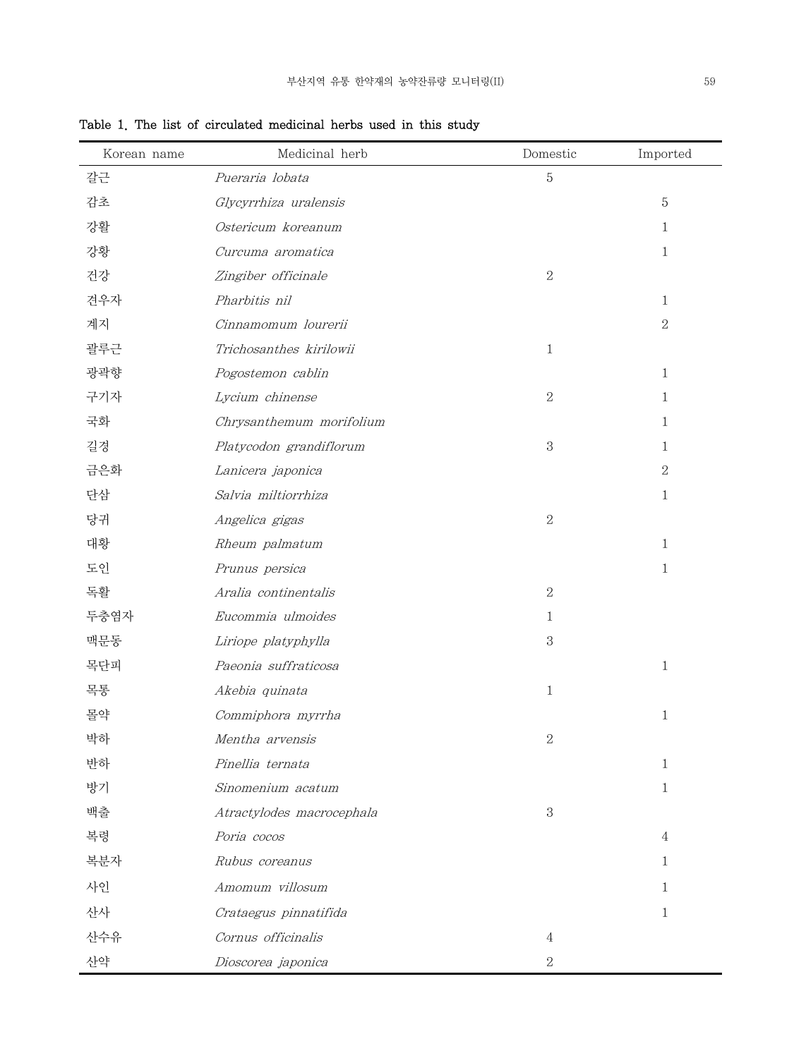**Table 1. The list of circulated medicinal herbs used in this study**

| Korean name | Medicinal herb | Domestic | Imported |
|---|---|---|---|
| 갈근 | *Pueraria lobata* | 5 | |
| 감초 | *Glycyrrhiza uralensis* | | 5 |
| 강활 | *Ostericum koreanum* | | 1 |
| 강황 | *Curcuma aromatica* | | 1 |
| 건강 | *Zingiber officinale* | 2 | |
| 견우자 | *Pharbitis nil* | | 1 |
| 계지 | *Cinnamomum lourerii* | | 2 |
| 괄루근 | *Trichosanthes kirilowii* | 1 | |
| 광곽향 | *Pogostemon cablin* | | 1 |
| 구기자 | *Lycium chinense* | 2 | 1 |
| 국화 | *Chrysanthemum morifolium* | | 1 |
| 길경 | *Platycodon grandiflorum* | 3 | 1 |
| 금은화 | *Lanicera japonica* | | 2 |
| 단삼 | *Salvia miltiorrhiza* | | 1 |
| 당귀 | *Angelica gigas* | 2 | |
| 대황 | *Rheum palmatum* | | 1 |
| 도인 | *Prunus persica* | | 1 |
| 독활 | *Aralia continentalis* | 2 | |
| 두충엽자 | *Eucommia ulmoides* | 1 | |
| 맥문동 | *Liriope platyphylla* | 3 | |
| 목단피 | *Paeonia suffraticosa* | | 1 |
| 목통 | *Akebia quinata* | 1 | |
| 몰약 | *Commiphora myrrha* | | 1 |
| 박하 | *Mentha arvensis* | 2 | |
| 반하 | *Pinellia ternata* | | 1 |
| 방기 | *Sinomenium acatum* | | 1 |
| 백출 | *Atractylodes macrocephala* | 3 | |
| 복령 | *Poria cocos* | | 4 |
| 복분자 | *Rubus coreanus* | | 1 |
| 사인 | *Amomum villosum* | | 1 |
| 산사 | *Crataegus pinnatifida* | | 1 |
| 산수유 | *Cornus officinalis* | 4 | |
| 산약 | *Dioscorea japonica* | 2 | |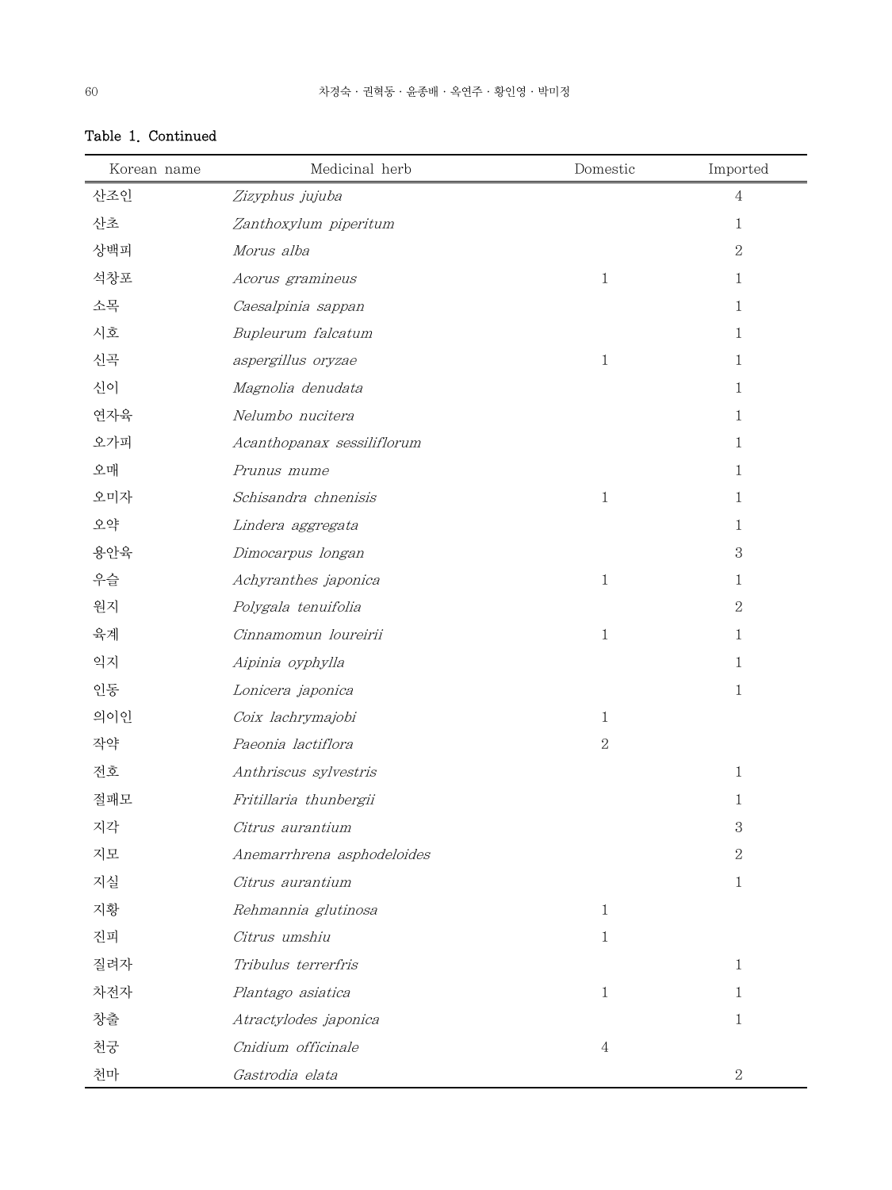Table 1. Continued

| Korean name | Medicinal herb | Domestic | Imported |
|---|---|---|---|
| 산조인 | *Zizyphus jujuba* | | 4 |
| 산초 | *Zanthoxylum piperitum* | | 1 |
| 상백피 | *Morus alba* | | 2 |
| 석창포 | *Acorus gramineus* | 1 | 1 |
| 소목 | *Caesalpinia sappan* | | 1 |
| 시호 | *Bupleurum falcatum* | | 1 |
| 신곡 | *aspergillus oryzae* | 1 | 1 |
| 신이 | *Magnolia denudata* | | 1 |
| 연자육 | *Nelumbo nucitera* | | 1 |
| 오가피 | *Acanthopanax sessiliflorum* | | 1 |
| 오매 | *Prunus mume* | | 1 |
| 오미자 | *Schisandra chnenisis* | 1 | 1 |
| 오약 | *Lindera aggregata* | | 1 |
| 용안육 | *Dimocarpus longan* | | 3 |
| 우슬 | *Achyranthes japonica* | 1 | 1 |
| 원지 | *Polygala tenuifolia* | | 2 |
| 육계 | *Cinnamomun loureirii* | 1 | 1 |
| 익지 | *Aipinia oyphylla* | | 1 |
| 인동 | *Lonicera japonica* | | 1 |
| 의이인 | *Coix lachrymajobi* | 1 | |
| 작약 | *Paeonia lactiflora* | 2 | |
| 전호 | *Anthriscus sylvestris* | | 1 |
| 절패모 | *Fritillaria thunbergii* | | 1 |
| 지각 | *Citrus aurantium* | | 3 |
| 지모 | *Anemarrhrena asphodeloides* | | 2 |
| 지실 | *Citrus aurantium* | | 1 |
| 지황 | *Rehmannia glutinosa* | 1 | |
| 진피 | *Citrus umshiu* | 1 | |
| 질려자 | *Tribulus terrerfris* | | 1 |
| 차전자 | *Plantago asiatica* | 1 | 1 |
| 창출 | *Atractylodes japonica* | | 1 |
| 천궁 | *Cnidium officinale* | 4 | |
| 천마 | *Gastrodia elata* | | 2 |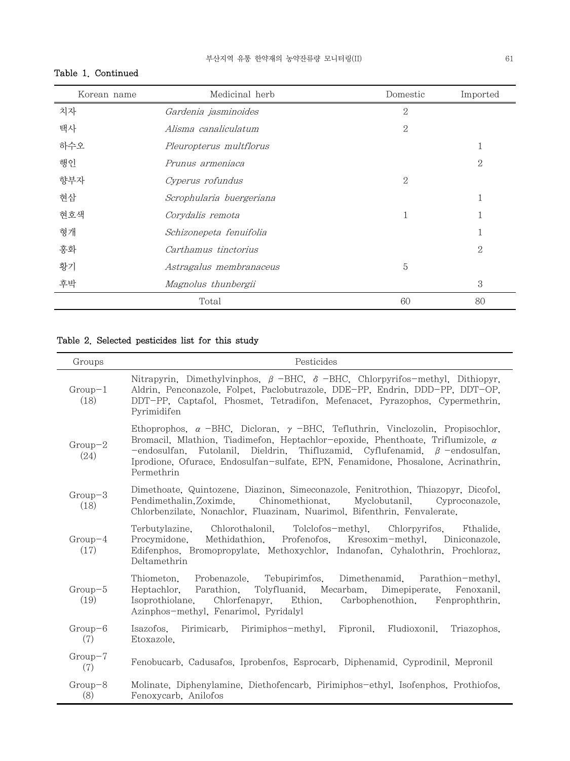Table 1. Continued

| Korean name | Medicinal herb | Domestic | Imported |
|---|---|---|---|
| 치자 | *Gardenia jasminoides* | 2 | |
| 택사 | *Alisma canaliculatum* | 2 | |
| 하수오 | *Pleuropterus multflorus* | | 1 |
| 행인 | *Prunus armeniaca* | | 2 |
| 향부자 | *Cyperus rofundus* | 2 | |
| 현삼 | *Scrophularia buergeriana* | | 1 |
| 현호색 | *Corydalis remota* | 1 | 1 |
| 형개 | *Schizonepeta fenuifolia* | | 1 |
| 홍화 | *Carthamus tinctorius* | | 2 |
| 황기 | *Astragalus membranaceus* | 5 | |
| 후박 | *Magnolus thunbergii* | | 3 |
| | Total | 60 | 80 |

Table 2. Selected pesticides list for this study

| Groups | Pesticides |
|---|---|
| Group-1 (18) | Nitrapyrin, Dimethylvinphos, $\beta$ -BHC, $\delta$ -BHC, Chlorpyrifos-methyl, Dithiopyr, Aldrin, Penconazole, Folpet, Paclobutrazole, DDE-PP, Endrin, DDD-PP, DDT-OP, DDT-PP, Captafol, Phosmet, Tetradifon, Mefenacet, Pyrazophos, Cypermethrin, Pyrimidifen |
| Group-2 (24) | Ethoprophos, $\alpha$ -BHC, Dicloran, $\gamma$ -BHC, Tefluthrin, Vinclozolin, Propisochlor, Bromacil, Mlathion, Tiadimefon, Heptachlor-epoxide, Phenthoate, Triflumizole, $\alpha$ -endosulfan, Futolanil, Dieldrin, Thifluzamid, Cyflufenamid, $\beta$ -endosulfan, Iprodione, Ofurace, Endosulfan-sulfate, EPN, Fenamidone, Phosalone, Acrinathrin, Permethrin |
| Group-3 (18) | Dimethoate, Quintozene, Diazinon, Simeconazole, Fenitrothion, Thiazopyr, Dicofol, Pendimethalin,Zoximde, Chinomethionat, Myclobutanil, Cyproconazole, Chlorbenzilate, Nonachlor, Fluazinam, Nuarimol, Bifenthrin, Fenvalerate, |
| Group-4 (17) | Terbutylazine, Chlorothalonil, Tolclofos-methyl, Chlorpyrifos, Fthalide, Procymidone, Methidathion, Profenofos, Kresoxim-methyl, Diniconazole, Edifenphos, Bromopropylate, Methoxychlor, Indanofan, Cyhalothrin, Prochloraz, Deltamethrin |
| Group-5 (19) | Thiometon, Probenazole, Tebupirimfos, Dimethenamid, Parathion-methyl, Heptachlor, Parathion, Tolyfluanid, Mecarbam, Dimepiperate, Fenoxanil, Isoprothiolane, Chlorfenapyr, Ethion, Carbophenothion, Fenprophthrin, Azinphos-methyl, Fenarimol, Pyridalyl |
| Group-6 (7) | Isazofos, Pirimicarb, Pirimiphos-methyl, Fipronil, Fludioxonil, Triazophos, Etoxazole, |
| Group-7 (7) | Fenobucarb, Cadusafos, Iprobenfos, Esprocarb, Diphenamid, Cyprodinil, Mepronil |
| Group-8 (8) | Molinate, Diphenylamine, Diethofencarb, Pirimiphos-ethyl, Isofenphos, Prothiofos, Fenoxycarb, Anilofos |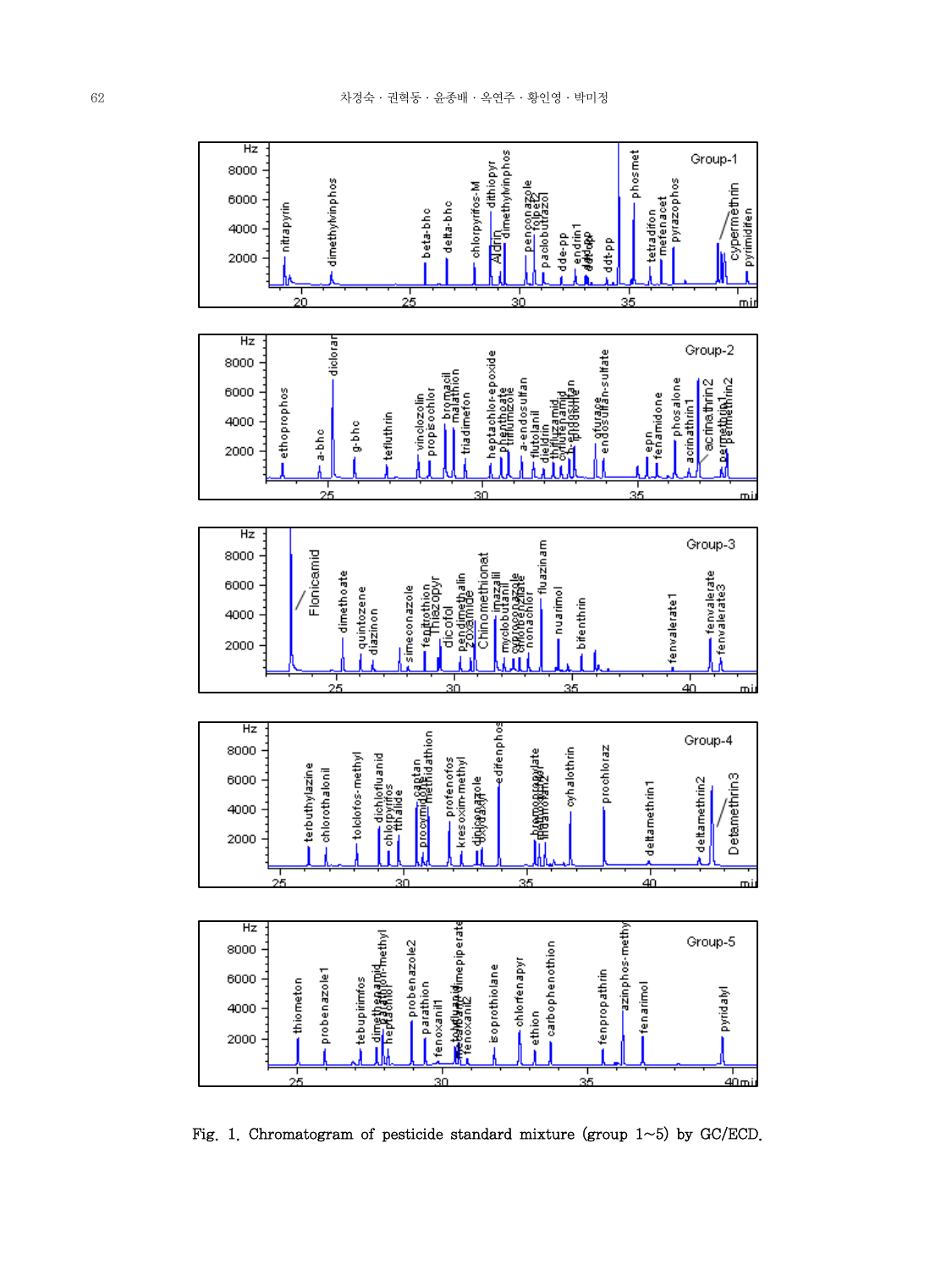Fig. 1. Chromatogram of pesticide standard mixture (group 1~5) by GC/ECD.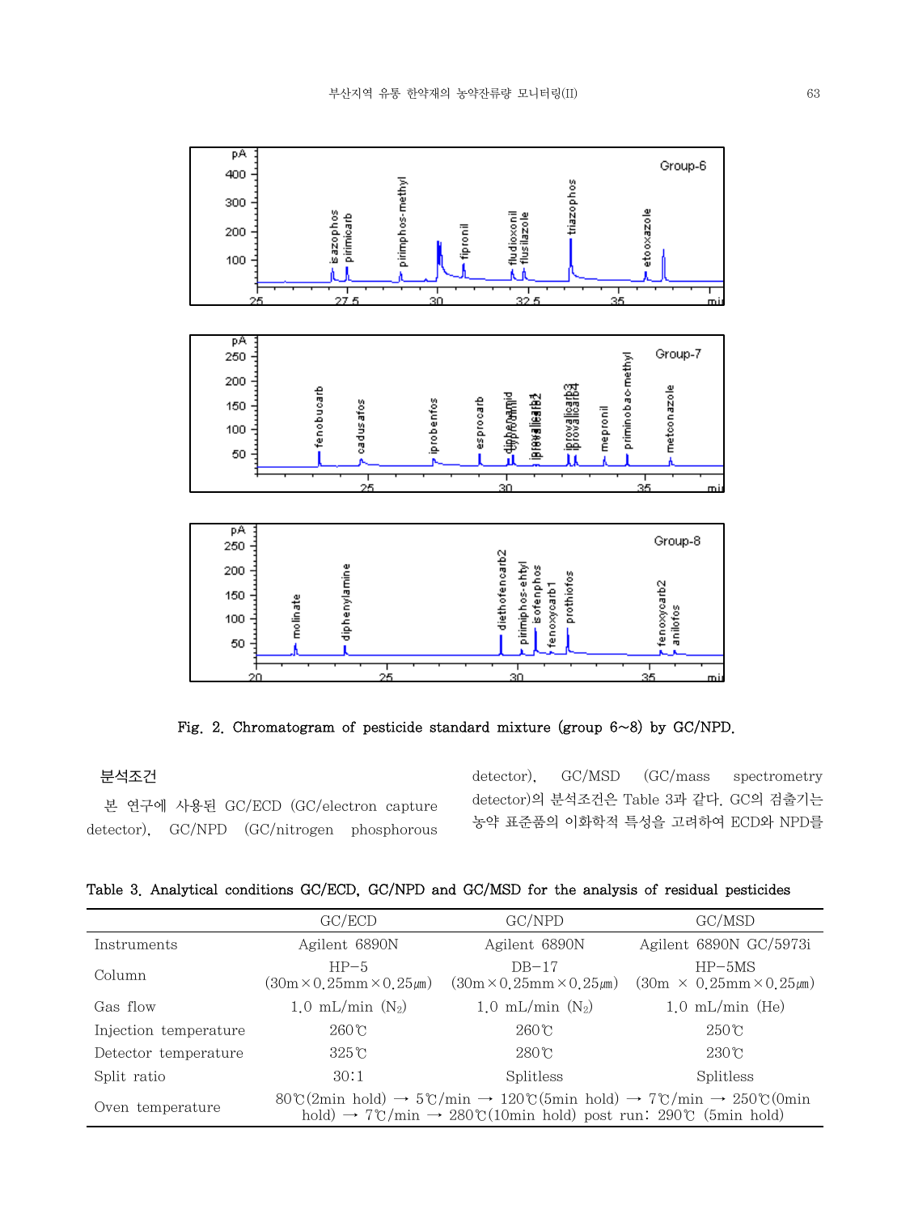Fig. 2. Chromatogram of pesticide standard mixture (group 6~8) by GC/NPD.

## 분석조건

본 연구에 사용된 GC/ECD (GC/electron capture detector), GC/NPD (GC/nitrogen phosphorous detector), GC/MSD (GC/mass spectrometry detector)의 분석조건은 Table 3과 같다. GC의 검출기는 농약 표준품의 이화학적 특성을 고려하여 ECD와 NPD를

Table 3. Analytical conditions GC/ECD, GC/NPD and GC/MSD for the analysis of residual pesticides

| | GC/ECD | GC/NPD | GC/MSD |
|---|---|---|---|
| Instruments | Agilent 6890N | Agilent 6890N | Agilent 6890N GC/5973i |
| Column | HP−5 (30m×0.25mm×0.25㎛) | DB−17 (30m×0.25mm×0.25㎛) | HP−5MS (30m × 0.25mm×0.25㎛) |
| Gas flow | 1.0 mL/min ($N_2$) | 1.0 mL/min ($N_2$) | 1.0 mL/min (He) |
| Injection temperature | 260℃ | 260℃ | 250℃ |
| Detector temperature | 325℃ | 280℃ | 230℃ |
| Split ratio | 30:1 | Splitless | Splitless |
| Oven temperature | 80℃(2min hold) → 5℃/min → 120℃(5min hold) → 7℃/min → 250℃(0min hold) → 7℃/min → 280℃(10min hold) post run: 290℃ (5min hold) | | |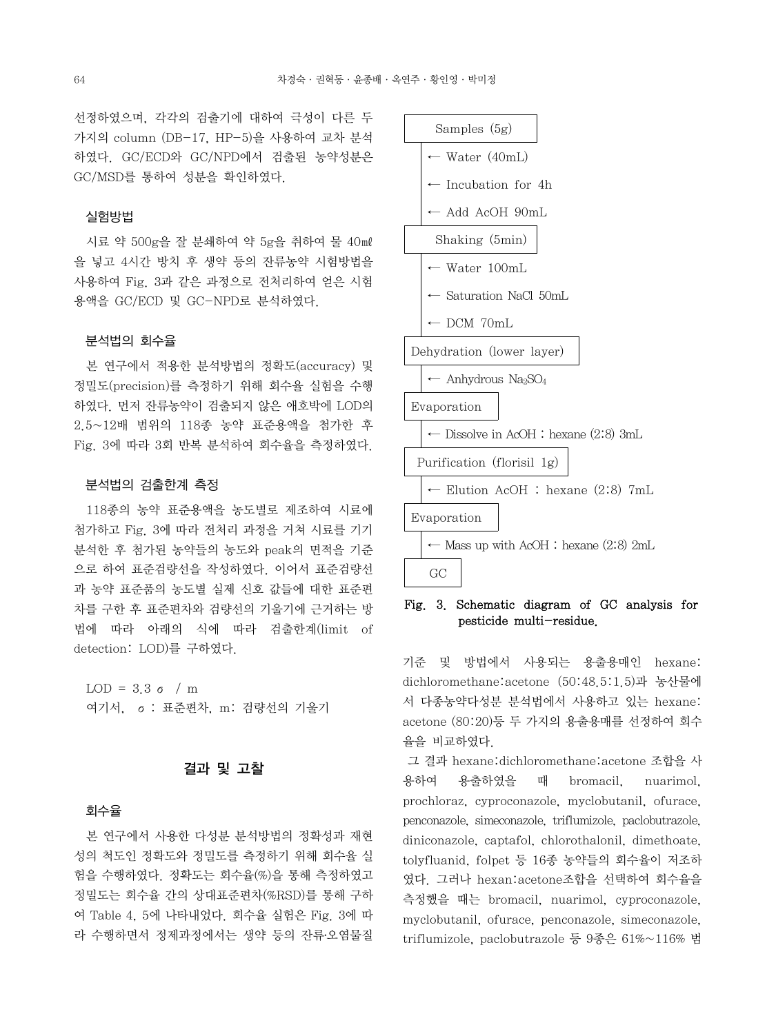선정하였으며, 각각의 검출기에 대하여 극성이 다른 두 가지의 column (DB-17, HP-5)을 사용하여 교차 분석하였다. GC/ECD와 GC/NPD에서 검출된 농약성분은 GC/MSD를 통하여 성분을 확인하였다.

### 실험방법

시료 약 500g을 잘 분쇄하여 약 5g을 취하여 물 40㎖을 넣고 4시간 방치 후 생약 등의 잔류농약 시험방법을 사용하여 Fig. 3과 같은 과정으로 전처리하여 얻은 시험용액을 GC/ECD 및 GC-NPD로 분석하였다.

### 분석법의 회수율

본 연구에서 적용한 분석방법의 정확도(accuracy) 및 정밀도(precision)를 측정하기 위해 회수율 실험을 수행하였다. 먼저 잔류농약이 검출되지 않은 애호박에 LOD의 2.5~12배 범위의 118종 농약 표준용액을 첨가한 후 Fig. 3에 따라 3회 반복 분석하여 회수율을 측정하였다.

### 분석법의 검출한계 측정

118종의 농약 표준용액을 농도별로 제조하여 시료에 첨가하고 Fig. 3에 따라 전처리 과정을 거쳐 시료를 기기 분석한 후 첨가된 농약들의 농도와 peak의 면적을 기준으로 하여 표준검량선을 작성하였다. 이어서 표준검량선과 농약 표준품의 농도별 실제 신호 값들에 대한 표준편차를 구한 후 표준편차와 검량선의 기울기에 근거하는 방법에 따라 아래의 식에 따라 검출한계(limit of detection: LOD)를 구하였다.

$$LOD = 3.3\sigma / m$$

여기서, $\sigma$ : 표준편차, m: 검량선의 기울기

Samples (5g)
← Water (40mL)
← Incubation for 4h
← Add AcOH 90mL
Shaking (5min)
← Water 100mL
← Saturation NaCl 50mL
← DCM 70mL
Dehydration (lower layer)
← Anhydrous $Na_2SO_4$
Evaporation
← Dissolve in AcOH : hexane (2:8) 3mL
Purification (florisil 1g)
← Elution AcOH : hexane (2:8) 7mL
Evaporation
← Mass up with AcOH : hexane (2:8) 2mL
GC

**Fig. 3. Schematic diagram of GC analysis for pesticide multi-residue.**

## 결과 및 고찰

### 회수율

본 연구에서 사용한 다성분 분석방법의 정확성과 재현성의 척도인 정확도와 정밀도를 측정하기 위해 회수율 실험을 수행하였다. 정확도는 회수율(%)을 통해 측정하였고 정밀도는 회수율 간의 상대표준편차(%RSD)를 통해 구하여 Table 4, 5에 나타내었다. 회수율 실험은 Fig. 3에 따라 수행하면서 정제과정에서는 생약 등의 잔류·오염물질 기준 및 방법에서 사용되는 용출용매인 hexane: dichloromethane:acetone (50:48.5:1.5)과 농산물에서 다종농약다성분 분석법에서 사용하고 있는 hexane: acetone (80:20)등 두 가지의 용출용매를 선정하여 회수율을 비교하였다.

그 결과 hexane:dichloromethane:acetone 조합을 사용하여 용출하였을 때 bromacil, nuarimol, prochloraz, cyproconazole, myclobutanil, ofurace, penconazole, simeconazole, triflumizole, paclobutrazole, diniconazole, captafol, chlorothalonil, dimethoate, tolyfluanid, folpet 등 16종 농약들의 회수율이 저조하였다. 그러나 hexan:acetone조합을 선택하여 회수율을 측정했을 때는 bromacil, nuarimol, cyproconazole, myclobutanil, ofurace, penconazole, simeconazole, triflumizole, paclobutrazole 등 9종은 61%~116% 범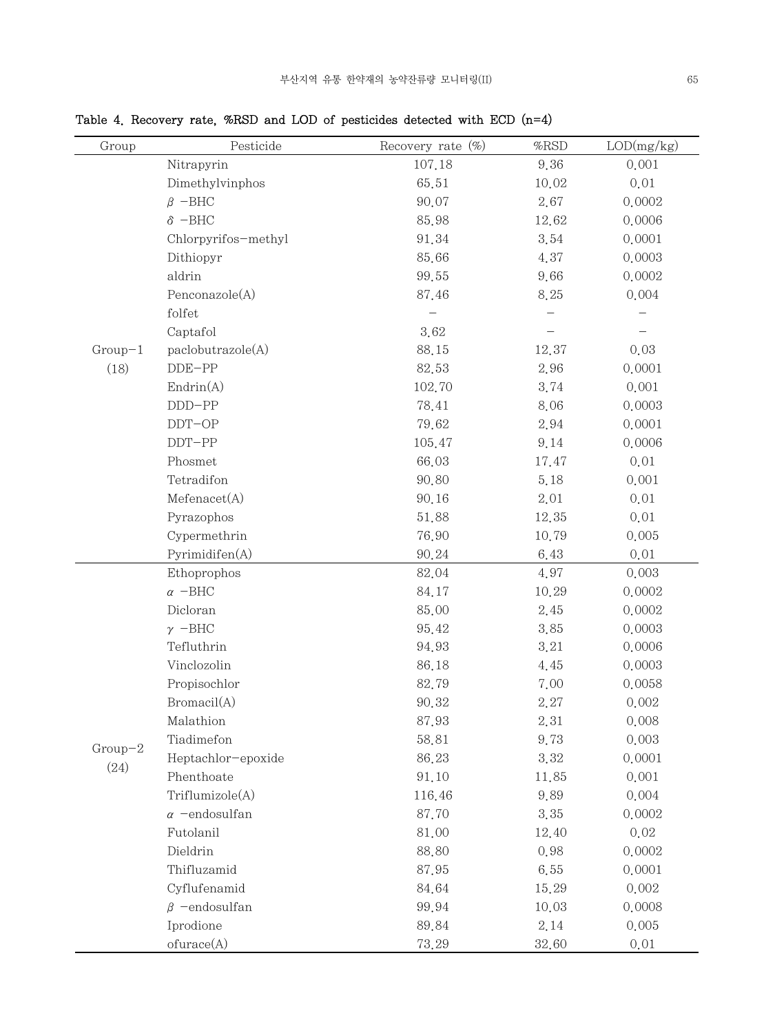**Table 4. Recovery rate, %RSD and LOD of pesticides detected with ECD (n=4)**

| Group | Pesticide | Recovery rate (%) | %RSD | LOD(mg/kg) |
|---|---|---|---|---|
| Group-1 (18) | Nitrapyrin | 107.18 | 9.36 | 0.001 |
| | Dimethylvinphos | 65.51 | 10.02 | 0.01 |
| | $\beta$ -BHC | 90.07 | 2.67 | 0.0002 |
| | $\delta$ -BHC | 85.98 | 12.62 | 0.0006 |
| | Chlorpyrifos-methyl | 91.34 | 3.54 | 0.0001 |
| | Dithiopyr | 85.66 | 4.37 | 0.0003 |
| | aldrin | 99.55 | 9.66 | 0.0002 |
| | Penconazole(A) | 87.46 | 8.25 | 0.004 |
| | folfet | - | - | - |
| | Captafol | 3.62 | - | - |
| | paclobutrazole(A) | 88.15 | 12.37 | 0.03 |
| | DDE-PP | 82.53 | 2.96 | 0.0001 |
| | Endrin(A) | 102.70 | 3.74 | 0.001 |
| | DDD-PP | 78.41 | 8.06 | 0.0003 |
| | DDT-OP | 79.62 | 2.94 | 0.0001 |
| | DDT-PP | 105.47 | 9.14 | 0.0006 |
| | Phosmet | 66.03 | 17.47 | 0.01 |
| | Tetradifon | 90.80 | 5.18 | 0.001 |
| | Mefenacet(A) | 90.16 | 2.01 | 0.01 |
| | Pyrazophos | 51.88 | 12.35 | 0.01 |
| | Cypermethrin | 76.90 | 10.79 | 0.005 |
| | Pyrimidifen(A) | 90.24 | 6.43 | 0.01 |
| Group-2 (24) | Ethoprophos | 82.04 | 4.97 | 0.003 |
| | $\alpha$ -BHC | 84.17 | 10.29 | 0.0002 |
| | Dicloran | 85.00 | 2.45 | 0.0002 |
| | $\gamma$ -BHC | 95.42 | 3.85 | 0.0003 |
| | Tefluthrin | 94.93 | 3.21 | 0.0006 |
| | Vinclozolin | 86.18 | 4.45 | 0.0003 |
| | Propisochlor | 82.79 | 7.00 | 0.0058 |
| | Bromacil(A) | 90.32 | 2.27 | 0.002 |
| | Malathion | 87.93 | 2.31 | 0.008 |
| | Tiadimefon | 58.81 | 9.73 | 0.003 |
| | Heptachlor-epoxide | 86.23 | 3.32 | 0.0001 |
| | Phenthoate | 91.10 | 11.85 | 0.001 |
| | Triflumizole(A) | 116.46 | 9.89 | 0.004 |
| | $\alpha$ -endosulfan | 87.70 | 3.35 | 0.0002 |
| | Futolanil | 81.00 | 12.40 | 0.02 |
| | Dieldrin | 88.80 | 0.98 | 0.0002 |
| | Thifluzamid | 87.95 | 6.55 | 0.0001 |
| | Cyflufenamid | 84.64 | 15.29 | 0.002 |
| | $\beta$ -endosulfan | 99.94 | 10.03 | 0.0008 |
| | Iprodione | 89.84 | 2.14 | 0.005 |
| | ofurace(A) | 73.29 | 32.60 | 0.01 |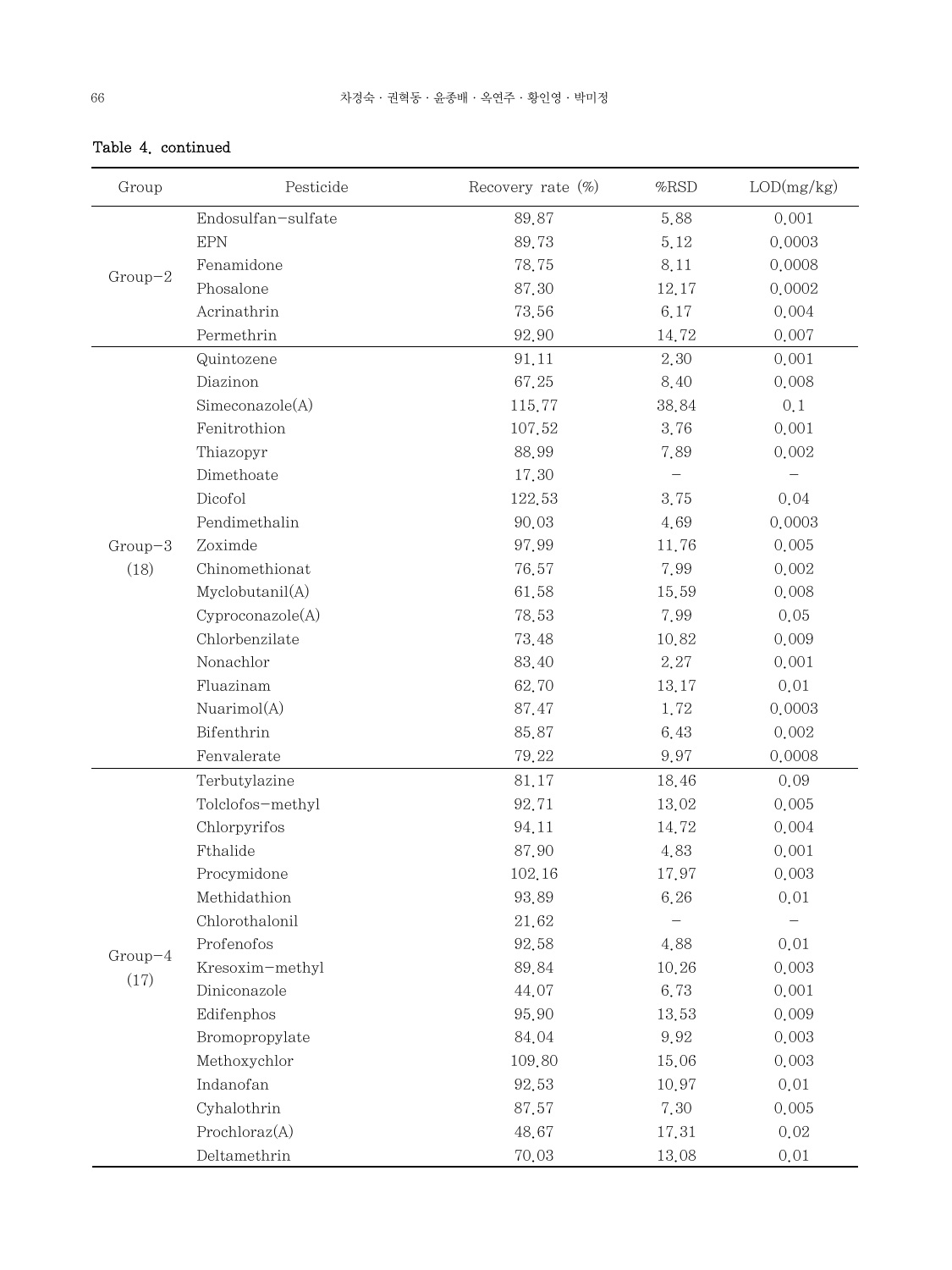**Table 4. continued**

| Group | Pesticide | Recovery rate (%) | %RSD | LOD(mg/kg) |
|---|---|---|---|---|
| Group-2 | Endosulfan-sulfate | 89.87 | 5.88 | 0.001 |
| | EPN | 89.73 | 5.12 | 0.0003 |
| | Fenamidone | 78.75 | 8.11 | 0.0008 |
| | Phosalone | 87.30 | 12.17 | 0.0002 |
| | Acrinathrin | 73.56 | 6.17 | 0.004 |
| | Permethrin | 92.90 | 14.72 | 0.007 |
| Group-3 (18) | Quintozene | 91.11 | 2.30 | 0.001 |
| | Diazinon | 67.25 | 8.40 | 0.008 |
| | Simeconazole(A) | 115.77 | 38.84 | 0.1 |
| | Fenitrothion | 107.52 | 3.76 | 0.001 |
| | Thiazopyr | 88.99 | 7.89 | 0.002 |
| | Dimethoate | 17.30 | - | - |
| | Dicofol | 122.53 | 3.75 | 0.04 |
| | Pendimethalin | 90.03 | 4.69 | 0.0003 |
| | Zoximde | 97.99 | 11.76 | 0.005 |
| | Chinomethionat | 76.57 | 7.99 | 0.002 |
| | Myclobutanil(A) | 61.58 | 15.59 | 0.008 |
| | Cyproconazole(A) | 78.53 | 7.99 | 0.05 |
| | Chlorbenzilate | 73.48 | 10.82 | 0.009 |
| | Nonachlor | 83.40 | 2.27 | 0.001 |
| | Fluazinam | 62.70 | 13.17 | 0.01 |
| | Nuarimol(A) | 87.47 | 1.72 | 0.0003 |
| | Bifenthrin | 85.87 | 6.43 | 0.002 |
| | Fenvalerate | 79.22 | 9.97 | 0.0008 |
| Group-4 (17) | Terbutylazine | 81.17 | 18.46 | 0.09 |
| | Tolclofos-methyl | 92.71 | 13.02 | 0.005 |
| | Chlorpyrifos | 94.11 | 14.72 | 0.004 |
| | Fthalide | 87.90 | 4.83 | 0.001 |
| | Procymidone | 102.16 | 17.97 | 0.003 |
| | Methidathion | 93.89 | 6.26 | 0.01 |
| | Chlorothalonil | 21.62 | - | - |
| | Profenofos | 92.58 | 4.88 | 0.01 |
| | Kresoxim-methyl | 89.84 | 10.26 | 0.003 |
| | Diniconazole | 44.07 | 6.73 | 0.001 |
| | Edifenphos | 95.90 | 13.53 | 0.009 |
| | Bromopropylate | 84.04 | 9.92 | 0.003 |
| | Methoxychlor | 109.80 | 15.06 | 0.003 |
| | Indanofan | 92.53 | 10.97 | 0.01 |
| | Cyhalothrin | 87.57 | 7.30 | 0.005 |
| | Prochloraz(A) | 48.67 | 17.31 | 0.02 |
| | Deltamethrin | 70.03 | 13.08 | 0.01 |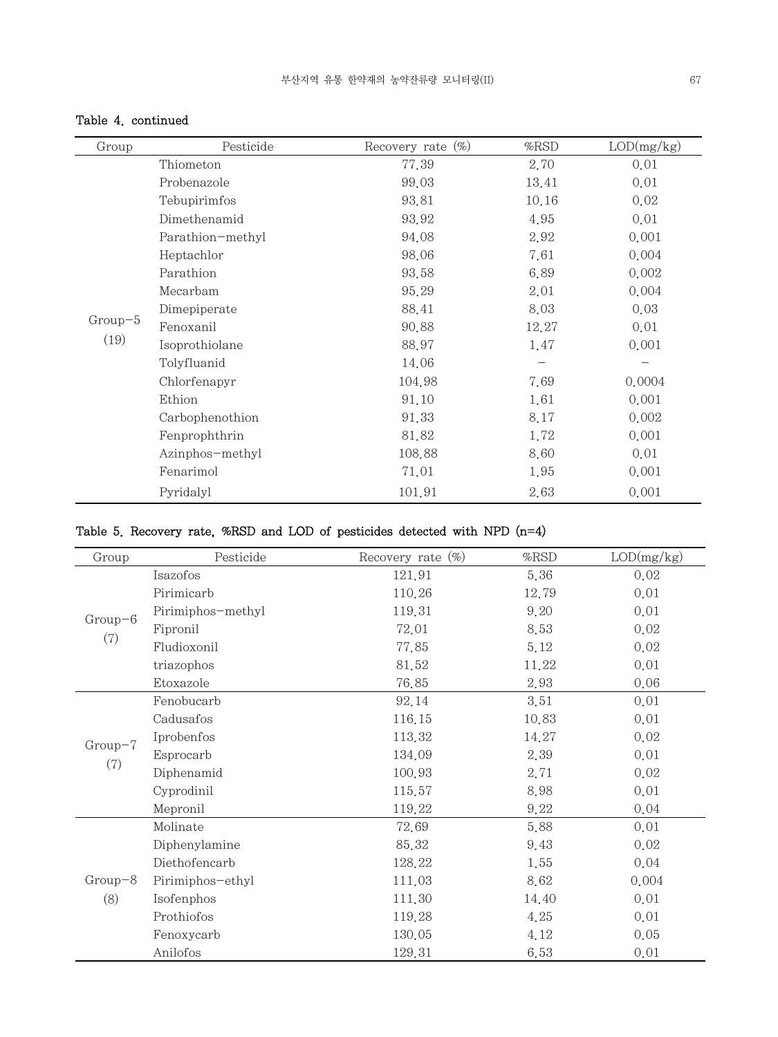Table 4. continued

| Group | Pesticide | Recovery rate (%) | %RSD | LOD(mg/kg) |
|---|---|---|---|---|
| Group−5 (19) | Thiometon | 77.39 | 2.70 | 0.01 |
| | Probenazole | 99.03 | 13.41 | 0.01 |
| | Tebupirimfos | 93.81 | 10.16 | 0.02 |
| | Dimethenamid | 93.92 | 4.95 | 0.01 |
| | Parathion−methyl | 94.08 | 2.92 | 0.001 |
| | Heptachlor | 98.06 | 7.61 | 0.004 |
| | Parathion | 93.58 | 6.89 | 0.002 |
| | Mecarbam | 95.29 | 2.01 | 0.004 |
| | Dimepiperate | 88.41 | 8.03 | 0.03 |
| | Fenoxanil | 90.88 | 12.27 | 0.01 |
| | Isoprothiolane | 88.97 | 1.47 | 0.001 |
| | Tolyfluanid | 14.06 | − | − |
| | Chlorfenapyr | 104.98 | 7.69 | 0.0004 |
| | Ethion | 91.10 | 1.61 | 0.001 |
| | Carbophenothion | 91.33 | 8.17 | 0.002 |
| | Fenprophthrin | 81.82 | 1.72 | 0.001 |
| | Azinphos−methyl | 108.88 | 8.60 | 0.01 |
| | Fenarimol | 71.01 | 1.95 | 0.001 |
| | Pyridalyl | 101.91 | 2.63 | 0.001 |

**Table 5. Recovery rate, %RSD and LOD of pesticides detected with NPD (n=4)**

| Group | Pesticide | Recovery rate (%) | %RSD | LOD(mg/kg) |
|---|---|---|---|---|
| Group−6 (7) | Isazofos | 121.91 | 5.36 | 0.02 |
| | Pirimicarb | 110.26 | 12.79 | 0.01 |
| | Pirimiphos−methyl | 119.31 | 9.20 | 0.01 |
| | Fipronil | 72.01 | 8.53 | 0.02 |
| | Fludioxonil | 77.85 | 5.12 | 0.02 |
| | triazophos | 81.52 | 11.22 | 0.01 |
| | Etoxazole | 76.85 | 2.93 | 0.06 |
| Group−7 (7) | Fenobucarb | 92.14 | 3.51 | 0.01 |
| | Cadusafos | 116.15 | 10.83 | 0.01 |
| | Iprobenfos | 113.32 | 14.27 | 0.02 |
| | Esprocarb | 134.09 | 2.39 | 0.01 |
| | Diphenamid | 100.93 | 2.71 | 0.02 |
| | Cyprodinil | 115.57 | 8.98 | 0.01 |
| | Mepronil | 119.22 | 9.22 | 0.04 |
| Group−8 (8) | Molinate | 72.69 | 5.88 | 0.01 |
| | Diphenylamine | 85.32 | 9.43 | 0.02 |
| | Diethofencarb | 128.22 | 1.55 | 0.04 |
| | Pirimiphos−ethyl | 111.03 | 8.62 | 0.004 |
| | Isofenphos | 111.30 | 14.40 | 0.01 |
| | Prothiofos | 119.28 | 4.25 | 0.01 |
| | Fenoxycarb | 130.05 | 4.12 | 0.05 |
| | Anilofos | 129.31 | 6.53 | 0.01 |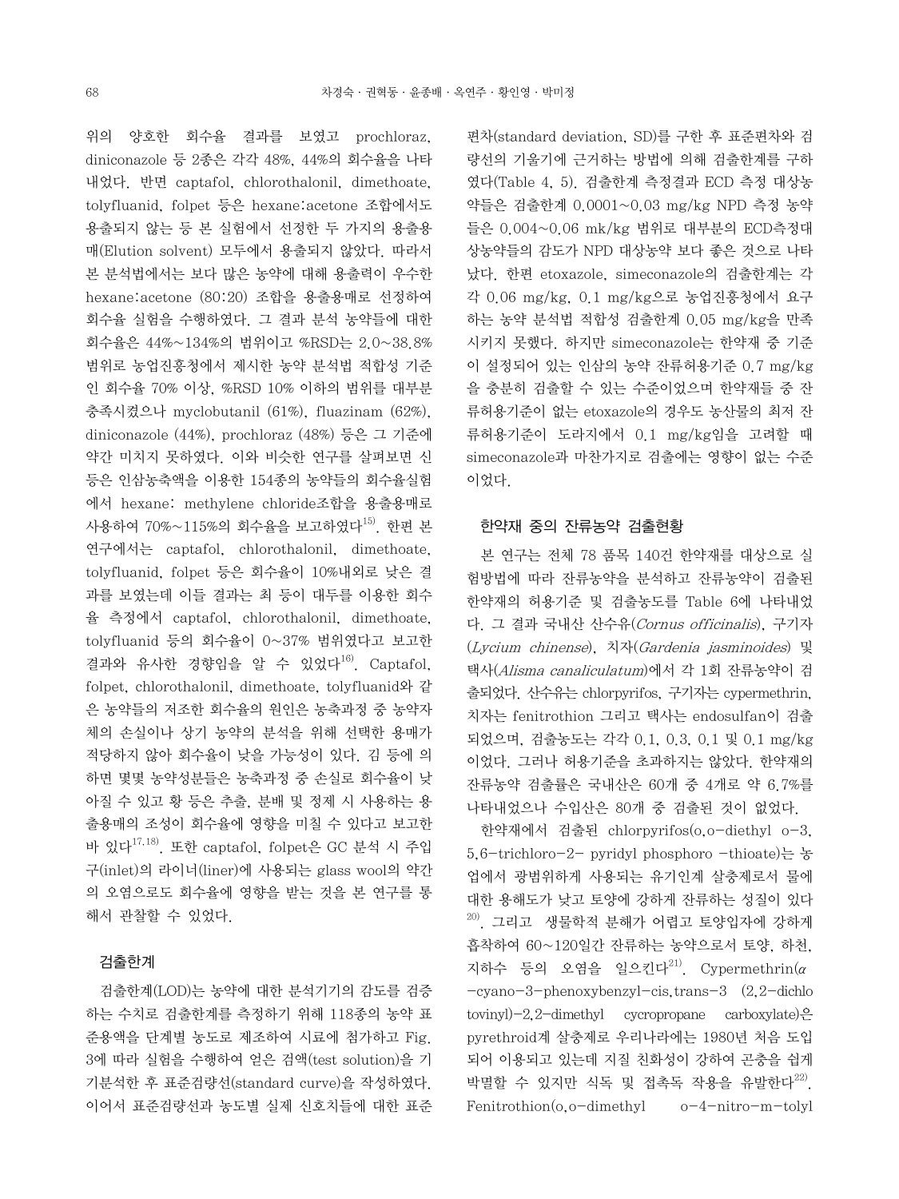위의 양호한 회수율 결과를 보였고 prochloraz, diniconazole 등 2종은 각각 48%, 44%의 회수율을 나타내었다. 반면 captafol, chlorothalonil, dimethoate, tolyfluanid, folpet 등은 hexane:acetone 조합에서도 용출되지 않는 등 본 실험에서 선정한 두 가지의 용출용매(Elution solvent) 모두에서 용출되지 않았다. 따라서 본 분석법에서는 보다 많은 농약에 대해 용출력이 우수한 hexane:acetone (80:20) 조합을 용출용매로 선정하여 회수율 실험을 수행하였다. 그 결과 분석 농약들에 대한 회수율은 44%~134%의 범위이고 %RSD는 2.0~38.8% 범위로 농업진흥청에서 제시한 농약 분석법 적합성 기준인 회수율 70% 이상, %RSD 10% 이하의 범위를 대부분 충족시켰으나 myclobutanil (61%), fluazinam (62%), diniconazole (44%), prochloraz (48%) 등은 그 기준에 약간 미치지 못하였다. 이와 비슷한 연구를 살펴보면 신 등은 인삼농축액을 이용한 154종의 농약들의 회수율실험에서 hexane: methylene chloride조합을 용출용매로 사용하여 70%~115%의 회수율을 보고하였다[15]. 한편 본 연구에서는 captafol, chlorothalonil, dimethoate, tolyfluanid, folpet 등은 회수율이 10%내외로 낮은 결과를 보였는데 이들 결과는 최 등이 대두를 이용한 회수율 측정에서 captafol, chlorothalonil, dimethoate, tolyfluanid 등의 회수율이 0~37% 범위였다고 보고한 결과와 유사한 경향임을 알 수 있었다[16]. Captafol, folpet, chlorothalonil, dimethoate, tolyfluanid와 같은 농약들의 저조한 회수율의 원인은 농축과정 중 농약자체의 손실이나 상기 농약의 분석을 위해 선택한 용매가 적당하지 않아 회수율이 낮을 가능성이 있다. 김 등에 의하면 몇몇 농약성분들은 농축과정 중 손실로 회수율이 낮아질 수 있고 황 등은 추출, 분배 및 정제 시 사용하는 용출용매의 조성이 회수율에 영향을 미칠 수 있다고 보고한 바 있다[17,18]. 또한 captafol, folpet은 GC 분석 시 주입구(inlet)의 라이너(liner)에 사용되는 glass wool의 약간의 오염으로도 회수율에 영향을 받는 것을 본 연구를 통해서 관찰할 수 있었다.

### 검출한계

검출한계(LOD)는 농약에 대한 분석기기의 감도를 검증하는 수치로 검출한계를 측정하기 위해 118종의 농약 표준용액을 단계별 농도로 제조하여 시료에 첨가하고 Fig. 3에 따라 실험을 수행하여 얻은 검액(test solution)을 기기분석한 후 표준검량선(standard curve)을 작성하였다. 이어서 표준검량선과 농도별 실제 신호치들에 대한 표준편차(standard deviation, SD)를 구한 후 표준편차와 검량선의 기울기에 근거하는 방법에 의해 검출한계를 구하였다(Table 4, 5). 검출한계 측정결과 ECD 측정 대상농약들은 검출한계 0.0001~0.03 mg/kg NPD 측정 농약들은 0.004~0.06 mk/kg 범위로 대부분의 ECD측정대상농약들의 감도가 NPD 대상농약 보다 좋은 것으로 나타났다. 한편 etoxazole, simeconazole의 검출한계는 각각 0.06 mg/kg, 0.1 mg/kg으로 농업진흥청에서 요구하는 농약 분석법 적합성 검출한계 0.05 mg/kg을 만족시키지 못했다. 하지만 simeconazole는 한약재 중 기준이 설정되어 있는 인삼의 농약 잔류허용기준 0.7 mg/kg을 충분히 검출할 수 있는 수준이었으며 한약재들 중 잔류허용기준이 없는 etoxazole의 경우도 농산물의 최저 잔류허용기준이 도라지에서 0.1 mg/kg임을 고려할 때 simeconazole과 마찬가지로 검출에는 영향이 없는 수준이었다.

### 한약재 중의 잔류농약 검출현황

본 연구는 전체 78 품목 140건 한약재를 대상으로 실험방법에 따라 잔류농약을 분석하고 잔류농약이 검출된 한약재의 허용기준 및 검출농도를 Table 6에 나타내었다. 그 결과 국내산 산수유(*Cornus officinalis*), 구기자(*Lycium chinense*), 치자(*Gardenia jasminoides*) 및 택사(*Alisma canaliculatum*)에서 각 1회 잔류농약이 검출되었다. 산수유는 chlorpyrifos, 구기자는 cypermethrin, 치자는 fenitrothion 그리고 택사는 endosulfan이 검출되었으며, 검출농도는 각각 0.1, 0.3, 0.1 및 0.1 mg/kg이었다. 그러나 허용기준을 초과하지는 않았다. 한약재의 잔류농약 검출률은 국내산은 60개 중 4개로 약 6.7%를 나타내었으나 수입산은 80개 중 검출된 것이 없었다.

한약재에서 검출된 chlorpyrifos(o,o-diethyl o-3, 5,6-trichloro-2- pyridyl phosphoro -thioate)는 농업에서 광범위하게 사용되는 유기인계 살충제로서 물에 대한 용해도가 낮고 토양에 강하게 잔류하는 성질이 있다[20]. 그리고 생물학적 분해가 어렵고 토양입자에 강하게 흡착하여 60~120일간 잔류하는 농약으로서 토양, 하천, 지하수 등의 오염을 일으킨다[21]. Cypermethrin(α-cyano-3-phenoxybenzyl-cis,trans-3 (2,2-dichlorovinyl)-2,2-dimethyl cycropropane carboxylate)은 pyrethroid계 살충제로 우리나라에는 1980년 처음 도입되어 이용되고 있는데 지질 친화성이 강하여 곤충을 쉽게 박멸할 수 있지만 식독 및 접촉독 작용을 유발한다[22]. Fenitrothion(o,o-dimethyl o-4-nitro-m-tolyl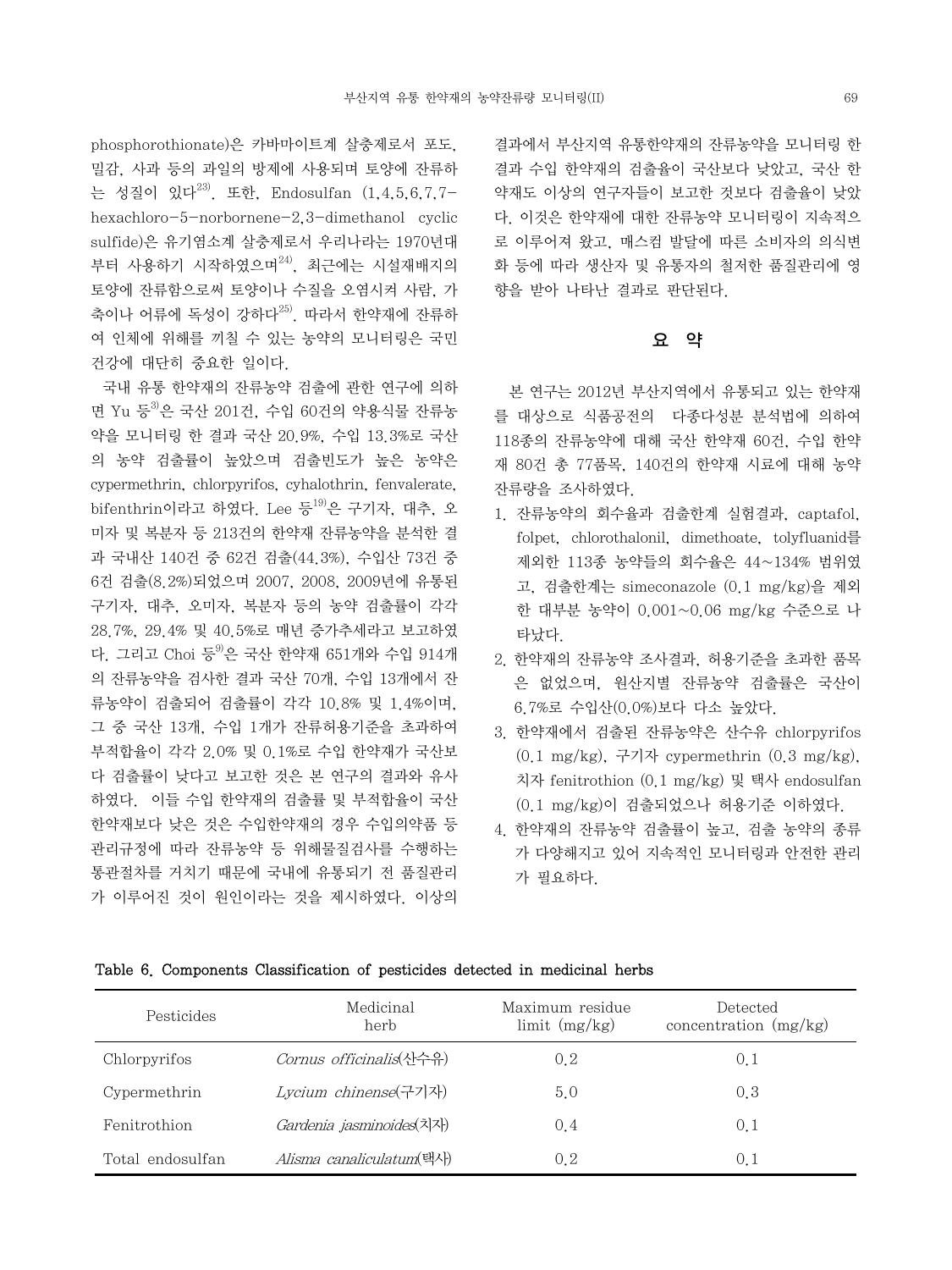phosphorothionate)은 카바마이트계 살충제로서 포도, 밀감, 사과 등의 과일의 방제에 사용되며 토양에 잔류하는 성질이 있다[23]. 또한, Endosulfan (1,4,5,6,7,7-hexachloro-5-norbornene-2,3-dimethanol cyclic sulfide)은 유기염소계 살충제로서 우리나라는 1970년대부터 사용하기 시작하였으며[24], 최근에는 시설재배지의 토양에 잔류함으로써 토양이나 수질을 오염시켜 사람, 가축이나 어류에 독성이 강하다[25]. 따라서 한약재에 잔류하여 인체에 위해를 끼칠 수 있는 농약의 모니터링은 국민 건강에 대단히 중요한 일이다.

국내 유통 한약재의 잔류농약 검출에 관한 연구에 의하면 Yu 등[3]은 국산 201건, 수입 60건의 약용식물 잔류농약을 모니터링 한 결과 국산 20.9%, 수입 13.3%로 국산의 농약 검출률이 높았으며 검출빈도가 높은 농약은 cypermethrin, chlorpyrifos, cyhalothrin, fenvalerate, bifenthrin이라고 하였다. Lee 등[19]은 구기자, 대추, 오미자 및 복분자 등 213건의 한약재 잔류농약을 분석한 결과 국내산 140건 중 62건 검출(44.3%), 수입산 73건 중 6건 검출(8.2%)되었으며 2007, 2008, 2009년에 유통된 구기자, 대추, 오미자, 복분자 등의 농약 검출률이 각각 28.7%, 29.4% 및 40.5%로 매년 증가추세라고 보고하였다. 그리고 Choi 등[9]은 국산 한약재 651개와 수입 914개의 잔류농약을 검사한 결과 국산 70개, 수입 13개에서 잔류농약이 검출되어 검출률이 각각 10.8% 및 1.4%이며, 그 중 국산 13개, 수입 1개가 잔류허용기준을 초과하여 부적합율이 각각 2.0% 및 0.1%로 수입 한약재가 국산보다 검출률이 낮다고 보고한 것은 본 연구의 결과와 유사하였다. 이들 수입 한약재의 검출률 및 부적합율이 국산 한약재보다 낮은 것은 수입한약재의 경우 수입의약품 등 관리규정에 따라 잔류농약 등 위해물질검사를 수행하는 통관절차를 거치기 때문에 국내에 유통되기 전 품질관리가 이루어진 것이 원인이라는 것을 제시하였다. 이상의 결과에서 부산지역 유통한약재의 잔류농약을 모니터링 한 결과 수입 한약재의 검출율이 국산보다 낮았고, 국산 한약재도 이상의 연구자들이 보고한 것보다 검출율이 낮았다. 이것은 한약재에 대한 잔류농약 모니터링이 지속적으로 이루어져 왔고, 매스컴 발달에 따른 소비자의 의식변화 등에 따라 생산자 및 유통자의 철저한 품질관리에 영향을 받아 나타난 결과로 판단된다.

## 요 약

본 연구는 2012년 부산지역에서 유통되고 있는 한약재를 대상으로 식품공전의 다종다성분 분석법에 의하여 118종의 잔류농약에 대해 국산 한약재 60건, 수입 한약재 80건 총 77품목, 140건의 한약재 시료에 대해 농약 잔류량을 조사하였다.

1. 잔류농약의 회수율과 검출한계 실험결과, captafol, folpet, chlorothalonil, dimethoate, tolyfluanid를 제외한 113종 농약들의 회수율은 44~134% 범위였고, 검출한계는 simeconazole (0.1 mg/kg)을 제외한 대부분 농약이 0.001~0.06 mg/kg 수준으로 나타났다.
2. 한약재의 잔류농약 조사결과, 허용기준을 초과한 품목은 없었으며, 원산지별 잔류농약 검출률은 국산이 6.7%로 수입산(0.0%)보다 다소 높았다.
3. 한약재에서 검출된 잔류농약은 산수유 chlorpyrifos (0.1 mg/kg), 구기자 cypermethrin (0.3 mg/kg), 치자 fenitrothion (0.1 mg/kg) 및 택사 endosulfan (0.1 mg/kg)이 검출되었으나 허용기준 이하였다.
4. 한약재의 잔류농약 검출률이 높고, 검출 농약의 종류가 다양해지고 있어 지속적인 모니터링과 안전한 관리가 필요하다.

**Table 6. Components Classification of pesticides detected in medicinal herbs**

| Pesticides | Medicinal herb | Maximum residue limit (mg/kg) | Detected concentration (mg/kg) |
|---|---|---|---|
| Chlorpyrifos | *Cornus officinalis*(산수유) | 0.2 | 0.1 |
| Cypermethrin | *Lycium chinense*(구기자) | 5.0 | 0.3 |
| Fenitrothion | *Gardenia jasminoides*(치자) | 0.4 | 0.1 |
| Total endosulfan | *Alisma canaliculatum*(택사) | 0.2 | 0.1 |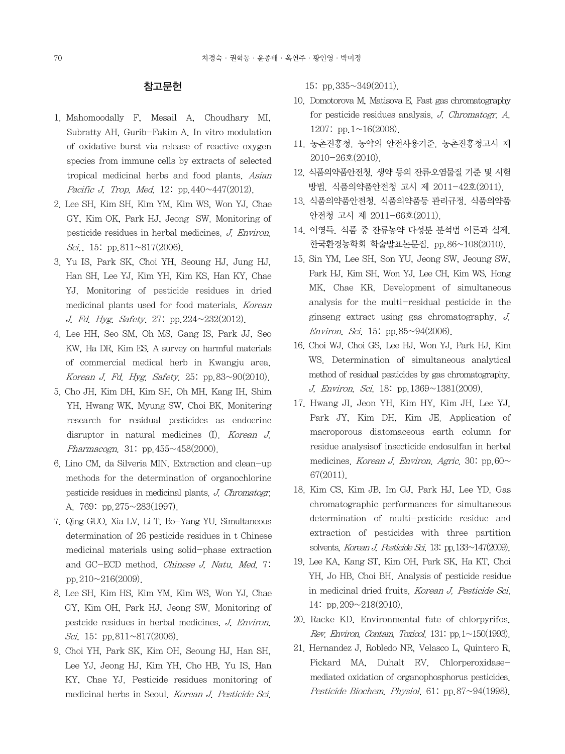## 참고문헌

1. Mahomoodally F, Mesail A, Choudhary MI, Subratty AH, Gurib-Fakim A. In vitro modulation of oxidative burst via release of reactive oxygen species from immune cells by extracts of selected tropical medicinal herbs and food plants. *Asian Pacific J. Trop. Med.* 12: pp.440~447(2012).
2. Lee SH, Kim SH, Kim YM, Kim WS, Won YJ, Chae GY, Kim OK, Park HJ, Jeong SW. Monitoring of pesticide residues in herbal medicines. *J. Environ. Sci.*. 15: pp.811~817(2006).
3. Yu IS, Park SK, Choi YH, Seoung HJ, Jung HJ, Han SH, Lee YJ, Kim YH, Kim KS, Han KY, Chae YJ. Monitoring of pesticide residues in dried medicinal plants used for food materials. *Korean J. Fd. Hyg. Safety*. 27: pp.224~232(2012).
4. Lee HH, Seo SM, Oh MS, Gang IS, Park JJ, Seo KW, Ha DR, Kim ES. A survey on harmful materials of commercial medical herb in Kwangju area. *Korean J. Fd. Hyg. Safety*. 25: pp.83~90(2010).
5. Cho JH, Kim DH, Kim SH, Oh MH, Kang IH, Shim YH, Hwang WK, Myung SW, Choi BK. Monitering research for residual pesticides as endocrine disruptor in natural medicines (I). *Korean J. Pharmacogn.* 31: pp.455~458(2000).
6. Lino CM, da Silveria MIN. Extraction and clean-up methods for the determination of organochlorine pesticide residues in medicinal plants. *J. Chromatogr.* A. 769: pp.275~283(1997).
7. Qing GUO, Xia LV, Li T, Bo-Yang YU. Simultaneous determination of 26 pesticide residues in t Chinese medicinal materials using solid-phase extraction and GC-ECD method. *Chinese J. Natu. Med.* 7: pp.210~216(2009).
8. Lee SH, Kim HS, Kim YM, Kim WS, Won YJ, Chae GY, Kim OH, Park HJ, Jeong SW. Monitoring of pestcide residues in herbal medicines. *J. Environ. Sci.* 15: pp.811~817(2006).
9. Choi YH, Park SK, Kim OH, Seoung HJ, Han SH, Lee YJ, Jeong HJ, Kim YH, Cho HB, Yu IS, Han KY, Chae YJ. Pesticide residues monitoring of medicinal herbs in Seoul. *Korean J. Pesticide Sci.* 15: pp.335~349(2011).
10. Domotorova M, Matisova E. Fast gas chromatography for pesticide residues analysis. *J. Chromatogr. A.* 1207: pp.1~16(2008).
11. 농촌진흥청. 농약의 안전사용기준. 농촌진흥청고시 제 2010-26호(2010).
12. 식품의약품안전청. 생약 등의 잔류오염물질 기준 및 시험 방법. 식품의약품안전청 고시 제 2011-42호(2011).
13. 식품의약품안전청. 식품의약품등 관리규정. 식품의약품 안전청 고시 제 2011-66호(2011).
14. 이영득. 식품 중 잔류농약 다성분 분석법 이론과 실제. 한국환경농학회 학술발표논문집. pp.86~108(2010).
15. Sin YM, Lee SH, Son YU, Jeong SW, Jeoung SW, Park HJ, Kim SH, Won YJ, Lee CH, Kim WS, Hong MK, Chae KR. Development of simultaneous analysis for the multi-residual pesticide in the ginseng extract using gas chromatography. *J. Environ. Sci.* 15: pp.85~94(2006).
16. Choi WJ, Choi GS, Lee HJ, Won YJ, Park HJ, Kim WS. Determination of simultaneous analytical method of residual pesticides by gas chromatography. *J. Environ. Sci.* 18: pp.1369~1381(2009).
17. Hwang JI, Jeon YH, Kim HY, Kim JH, Lee YJ, Park JY, Kim DH, Kim JE. Application of macroporous diatomaceous earth column for residue analysisof insecticide endosulfan in herbal medicines. *Korean J. Environ. Agric.* 30: pp.60~67(2011).
18. Kim CS, Kim JB, Im GJ, Park HJ, Lee YD. Gas chromatographic performances for simultaneous determination of multi-pesticide residue and extraction of pesticides with three partition solvents. *Korean J. Pesticide Sci.* 13: pp.133~147(2009).
19. Lee KA, Kang ST, Kim OH, Park SK, Ha KT, Choi YH, Jo HB, Choi BH. Analysis of pesticide residue in medicinal dried fruits. *Korean J. Pesticide Sci.* 14: pp.209~218(2010).
20. Racke KD. Environmental fate of chlorpyrifos. *Rev. Environ. Contam. Toxicol.* 131: pp.1~150(1993).
21. Hernandez J, Robledo NR, Velasco L, Quintero R, Pickard MA, Duhalt RV. Chlorperoxidase-mediated oxidation of organophosphorus pesticides. *Pesticide Biochem. Physiol.* 61: pp.87~94(1998).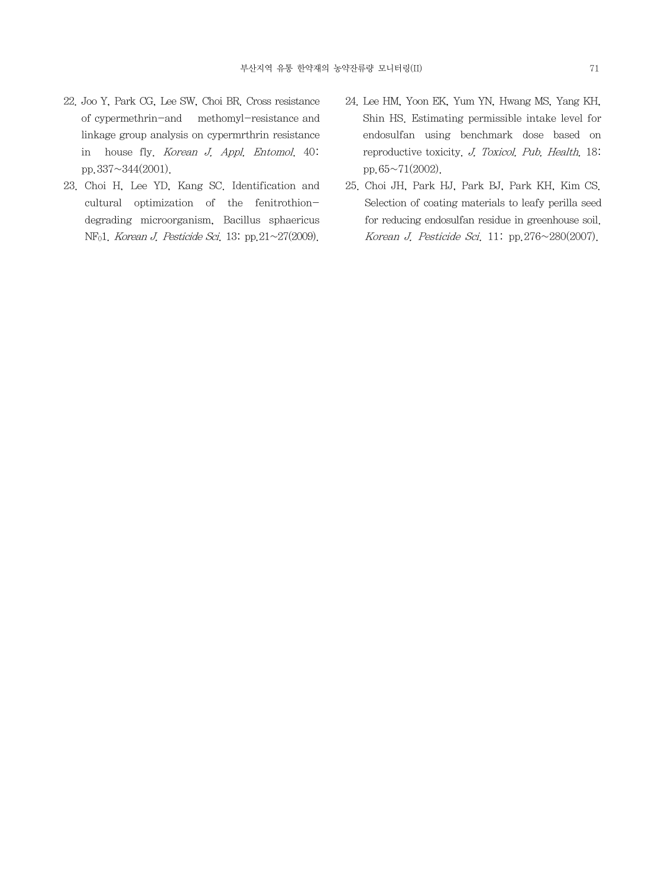22. Joo Y, Park CG, Lee SW, Choi BR. Cross resistance of cypermethrin-and methomyl-resistance and linkage group analysis on cypermrthrin resistance in house fly. *Korean J. Appl. Entomol.* 40: pp.337~344(2001).
23. Choi H, Lee YD, Kang SC. Identification and cultural optimization of the fenitrothion-degrading microorganism, Bacillus sphaericus $NF_{0}1$. *Korean J. Pesticide Sci.* 13: pp.21~27(2009).
24. Lee HM, Yoon EK, Yum YN, Hwang MS, Yang KH, Shin HS. Estimating permissible intake level for endosulfan using benchmark dose based on reproductive toxicity. *J. Toxicol. Pub. Health.* 18: pp.65~71(2002).
25. Choi JH, Park HJ, Park BJ, Park KH, Kim CS. Selection of coating materials to leafy perilla seed for reducing endosulfan residue in greenhouse soil. *Korean J. Pesticide Sci.* 11: pp.276~280(2007).